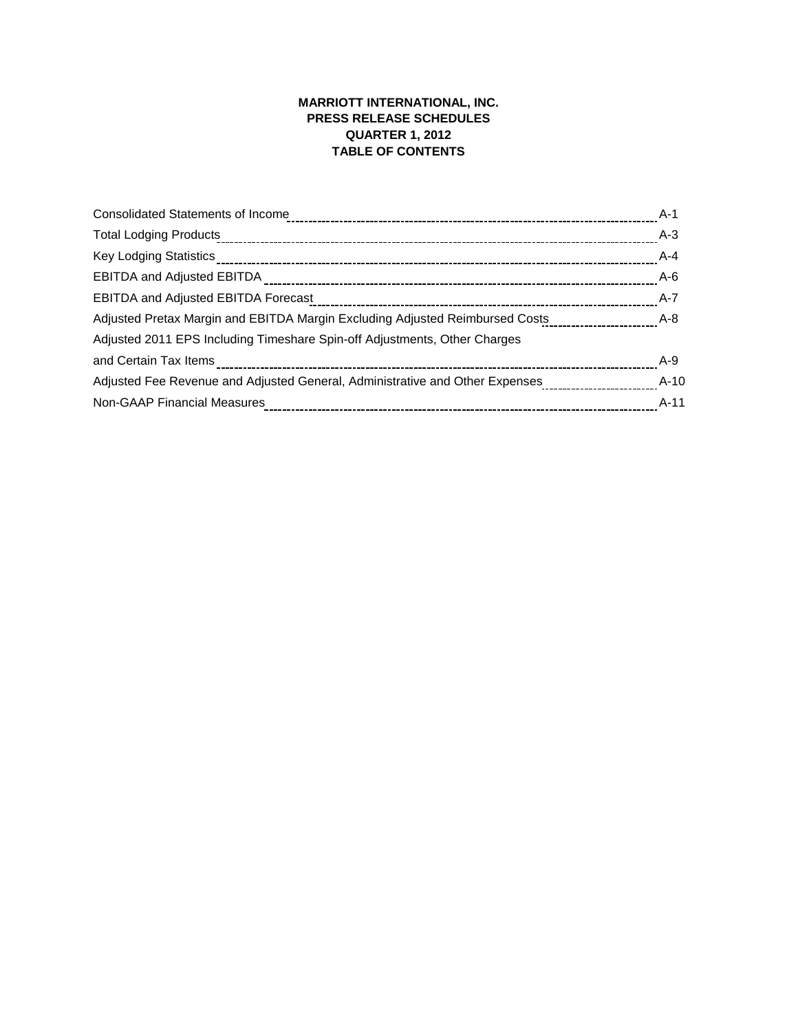# MARRIOTT INTERNATIONAL, INC.
## PRESS RELEASE SCHEDULES
## QUARTER 1, 2012
## TABLE OF CONTENTS

| | |
|---|---|
| Consolidated Statements of Income | A-1 |
| Total Lodging Products | A-3 |
| Key Lodging Statistics | A-4 |
| EBITDA and Adjusted EBITDA | A-6 |
| EBITDA and Adjusted EBITDA Forecast | A-7 |
| Adjusted Pretax Margin and EBITDA Margin Excluding Adjusted Reimbursed Costs | A-8 |
| Adjusted 2011 EPS Including Timeshare Spin-off Adjustments, Other Charges and Certain Tax Items | A-9 |
| Adjusted Fee Revenue and Adjusted General, Administrative and Other Expenses | A-10 |
| Non-GAAP Financial Measures | A-11 |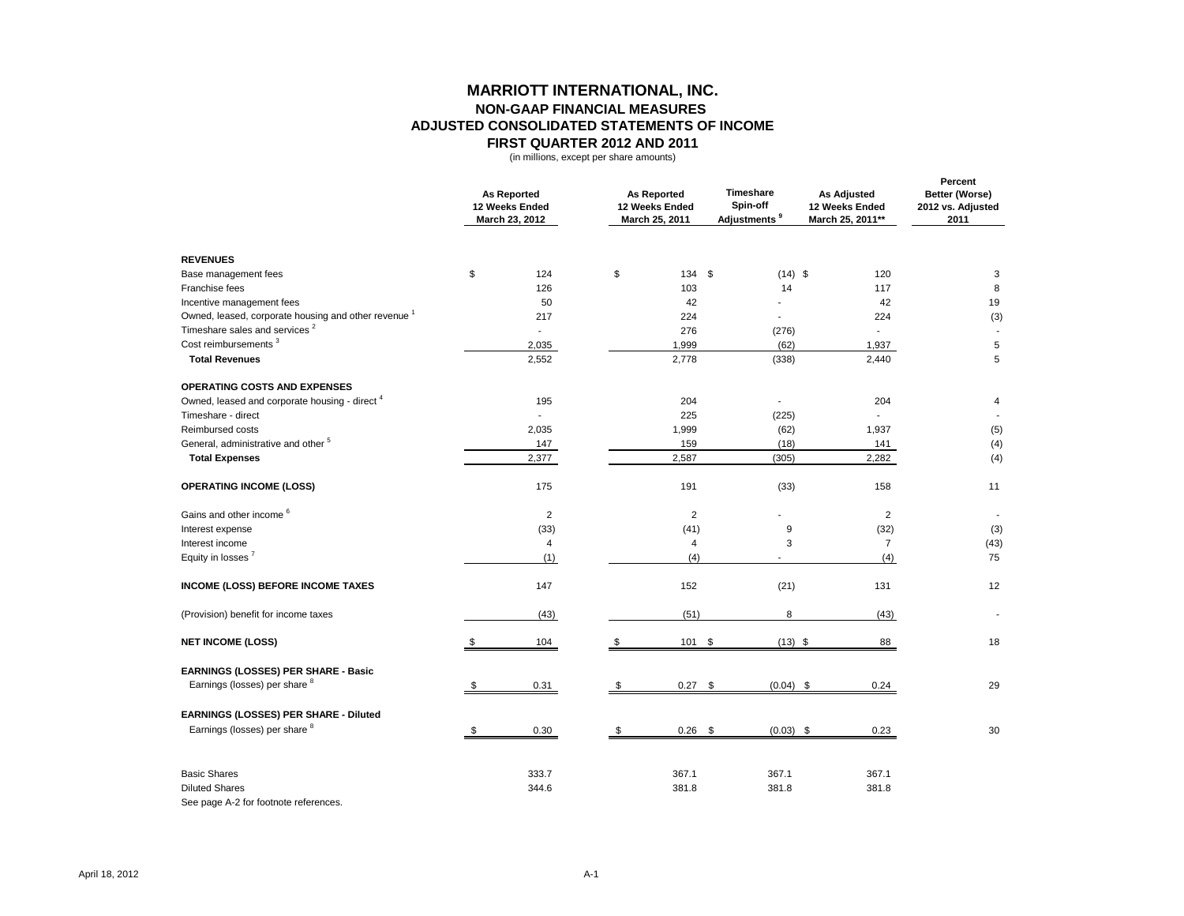# MARRIOTT INTERNATIONAL, INC.

## NON-GAAP FINANCIAL MEASURES

## ADJUSTED CONSOLIDATED STATEMENTS OF INCOME

## FIRST QUARTER 2012 AND 2011

(in millions, except per share amounts)

| | As Reported 12 Weeks Ended March 23, 2012 | As Reported 12 Weeks Ended March 25, 2011 | Timeshare Spin-off Adjustments [9] | As Adjusted 12 Weeks Ended March 25, 2011** | Percent Better (Worse) 2012 vs. Adjusted 2011 |
|---|---|---|---|---|---|
| **REVENUES** | | | | | |
| Base management fees | $ 124 | $ 134 | $ (14) | $ 120 | 3 |
| Franchise fees | 126 | 103 | 14 | 117 | 8 |
| Incentive management fees | 50 | 42 | - | 42 | 19 |
| Owned, leased, corporate housing and other revenue [1] | 217 | 224 | - | 224 | (3) |
| Timeshare sales and services [2] | - | 276 | (276) | - | - |
| Cost reimbursements [3] | 2,035 | 1,999 | (62) | 1,937 | 5 |
| **Total Revenues** | 2,552 | 2,778 | (338) | 2,440 | 5 |
| **OPERATING COSTS AND EXPENSES** | | | | | |
| Owned, leased and corporate housing - direct [4] | 195 | 204 | - | 204 | 4 |
| Timeshare - direct | - | 225 | (225) | - | - |
| Reimbursed costs | 2,035 | 1,999 | (62) | 1,937 | (5) |
| General, administrative and other [5] | 147 | 159 | (18) | 141 | (4) |
| **Total Expenses** | 2,377 | 2,587 | (305) | 2,282 | (4) |
| **OPERATING INCOME (LOSS)** | 175 | 191 | (33) | 158 | 11 |
| Gains and other income [6] | 2 | 2 | - | 2 | - |
| Interest expense | (33) | (41) | 9 | (32) | (3) |
| Interest income | 4 | 4 | 3 | 7 | (43) |
| Equity in losses [7] | (1) | (4) | - | (4) | 75 |
| **INCOME (LOSS) BEFORE INCOME TAXES** | 147 | 152 | (21) | 131 | 12 |
| (Provision) benefit for income taxes | (43) | (51) | 8 | (43) | - |
| **NET INCOME (LOSS)** | $ 104 | $ 101 | $ (13) | $ 88 | 18 |
| **EARNINGS (LOSSES) PER SHARE - Basic** | | | | | |
| Earnings (losses) per share [8] | $ 0.31 | $ 0.27 | $ (0.04) | $ 0.24 | 29 |
| **EARNINGS (LOSSES) PER SHARE - Diluted** | | | | | |
| Earnings (losses) per share [8] | $ 0.30 | $ 0.26 | $ (0.03) | $ 0.23 | 30 |
| Basic Shares | 333.7 | 367.1 | 367.1 | 367.1 | |
| Diluted Shares | 344.6 | 381.8 | 381.8 | 381.8 | |

See page A-2 for footnote references.

April 18, 2012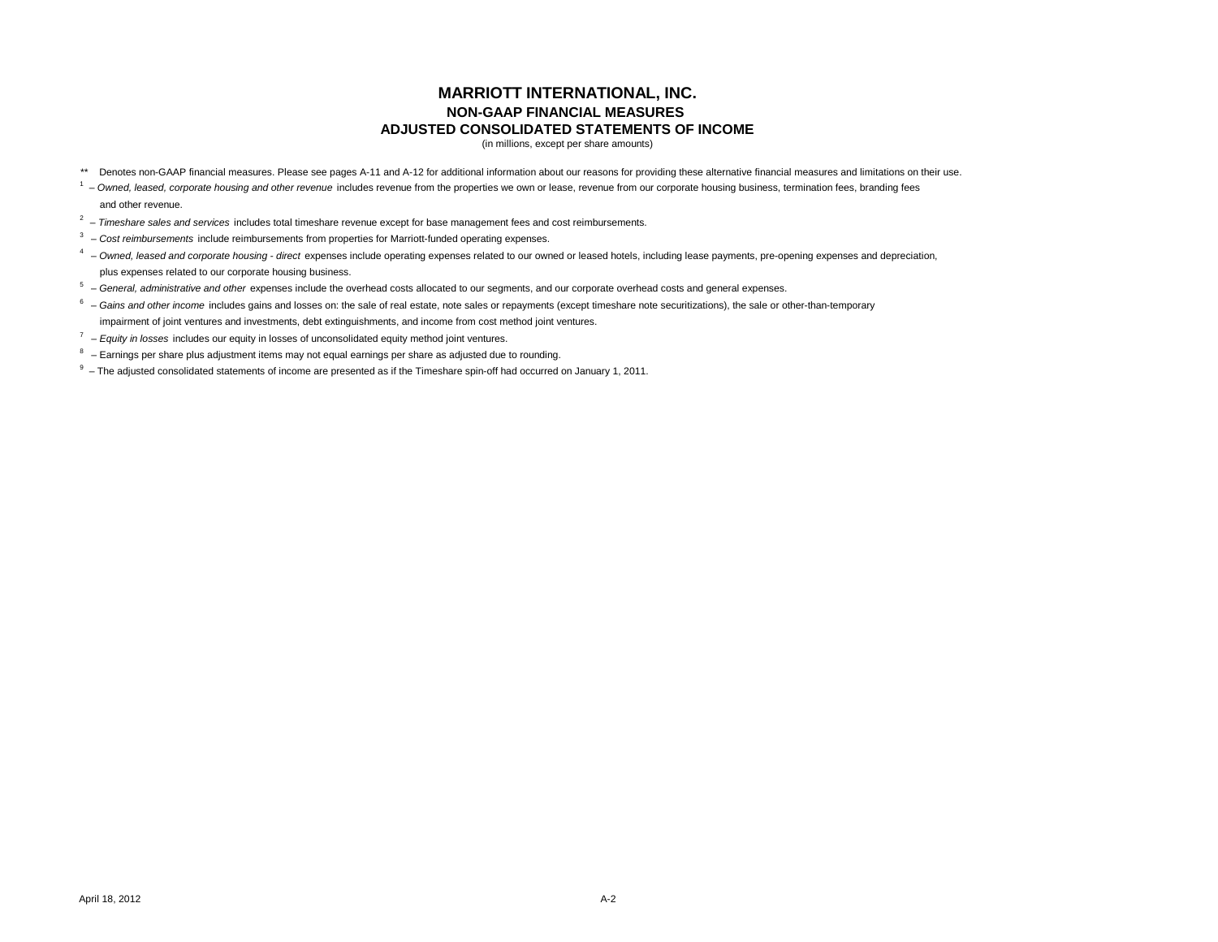# MARRIOTT INTERNATIONAL, INC.

## NON-GAAP FINANCIAL MEASURES

## ADJUSTED CONSOLIDATED STATEMENTS OF INCOME

(in millions, except per share amounts)

** Denotes non-GAAP financial measures. Please see pages A-11 and A-12 for additional information about our reasons for providing these alternative financial measures and limitations on their use.

[1] – *Owned, leased, corporate housing and other revenue* includes revenue from the properties we own or lease, revenue from our corporate housing business, termination fees, branding fees and other revenue.

[2] – *Timeshare sales and services* includes total timeshare revenue except for base management fees and cost reimbursements.

[3] – *Cost reimbursements* include reimbursements from properties for Marriott-funded operating expenses.

[4] – *Owned, leased and corporate housing - direct* expenses include operating expenses related to our owned or leased hotels, including lease payments, pre-opening expenses and depreciation, plus expenses related to our corporate housing business.

[5] – *General, administrative and other* expenses include the overhead costs allocated to our segments, and our corporate overhead costs and general expenses.

[6] – *Gains and other income* includes gains and losses on: the sale of real estate, note sales or repayments (except timeshare note securitizations), the sale or other-than-temporary impairment of joint ventures and investments, debt extinguishments, and income from cost method joint ventures.

[7] – *Equity in losses* includes our equity in losses of unconsolidated equity method joint ventures.

[8] – Earnings per share plus adjustment items may not equal earnings per share as adjusted due to rounding.

[9] – The adjusted consolidated statements of income are presented as if the Timeshare spin-off had occurred on January 1, 2011.

April 18, 2012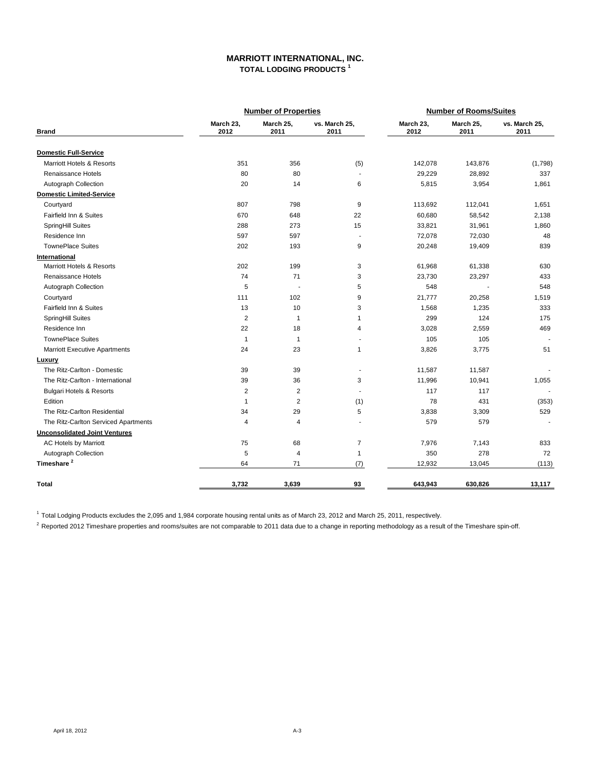# MARRIOTT INTERNATIONAL, INC.

## TOTAL LODGING PRODUCTS [1]

| Brand | Number of Properties | | | Number of Rooms/Suites | | |
|---|---|---|---|---|---|---|
| | March 23, 2012 | March 25, 2011 | vs. March 25, 2011 | March 23, 2012 | March 25, 2011 | vs. March 25, 2011 |
| **Domestic Full-Service** | | | | | | |
| Marriott Hotels & Resorts | 351 | 356 | (5) | 142,078 | 143,876 | (1,798) |
| Renaissance Hotels | 80 | 80 | - | 29,229 | 28,892 | 337 |
| Autograph Collection | 20 | 14 | 6 | 5,815 | 3,954 | 1,861 |
| **Domestic Limited-Service** | | | | | | |
| Courtyard | 807 | 798 | 9 | 113,692 | 112,041 | 1,651 |
| Fairfield Inn & Suites | 670 | 648 | 22 | 60,680 | 58,542 | 2,138 |
| SpringHill Suites | 288 | 273 | 15 | 33,821 | 31,961 | 1,860 |
| Residence Inn | 597 | 597 | - | 72,078 | 72,030 | 48 |
| TownePlace Suites | 202 | 193 | 9 | 20,248 | 19,409 | 839 |
| **International** | | | | | | |
| Marriott Hotels & Resorts | 202 | 199 | 3 | 61,968 | 61,338 | 630 |
| Renaissance Hotels | 74 | 71 | 3 | 23,730 | 23,297 | 433 |
| Autograph Collection | 5 | - | 5 | 548 | - | 548 |
| Courtyard | 111 | 102 | 9 | 21,777 | 20,258 | 1,519 |
| Fairfield Inn & Suites | 13 | 10 | 3 | 1,568 | 1,235 | 333 |
| SpringHill Suites | 2 | 1 | 1 | 299 | 124 | 175 |
| Residence Inn | 22 | 18 | 4 | 3,028 | 2,559 | 469 |
| TownePlace Suites | 1 | 1 | - | 105 | 105 | - |
| Marriott Executive Apartments | 24 | 23 | 1 | 3,826 | 3,775 | 51 |
| **Luxury** | | | | | | |
| The Ritz-Carlton - Domestic | 39 | 39 | - | 11,587 | 11,587 | - |
| The Ritz-Carlton - International | 39 | 36 | 3 | 11,996 | 10,941 | 1,055 |
| Bulgari Hotels & Resorts | 2 | 2 | - | 117 | 117 | - |
| Edition | 1 | 2 | (1) | 78 | 431 | (353) |
| The Ritz-Carlton Residential | 34 | 29 | 5 | 3,838 | 3,309 | 529 |
| The Ritz-Carlton Serviced Apartments | 4 | 4 | - | 579 | 579 | - |
| **Unconsolidated Joint Ventures** | | | | | | |
| AC Hotels by Marriott | 75 | 68 | 7 | 7,976 | 7,143 | 833 |
| Autograph Collection | 5 | 4 | 1 | 350 | 278 | 72 |
| **Timeshare [2]** | 64 | 71 | (7) | 12,932 | 13,045 | (113) |
| **Total** | **3,732** | **3,639** | **93** | **643,943** | **630,826** | **13,117** |

[1] Total Lodging Products excludes the 2,095 and 1,984 corporate housing rental units as of March 23, 2012 and March 25, 2011, respectively.

[2] Reported 2012 Timeshare properties and rooms/suites are not comparable to 2011 data due to a change in reporting methodology as a result of the Timeshare spin-off.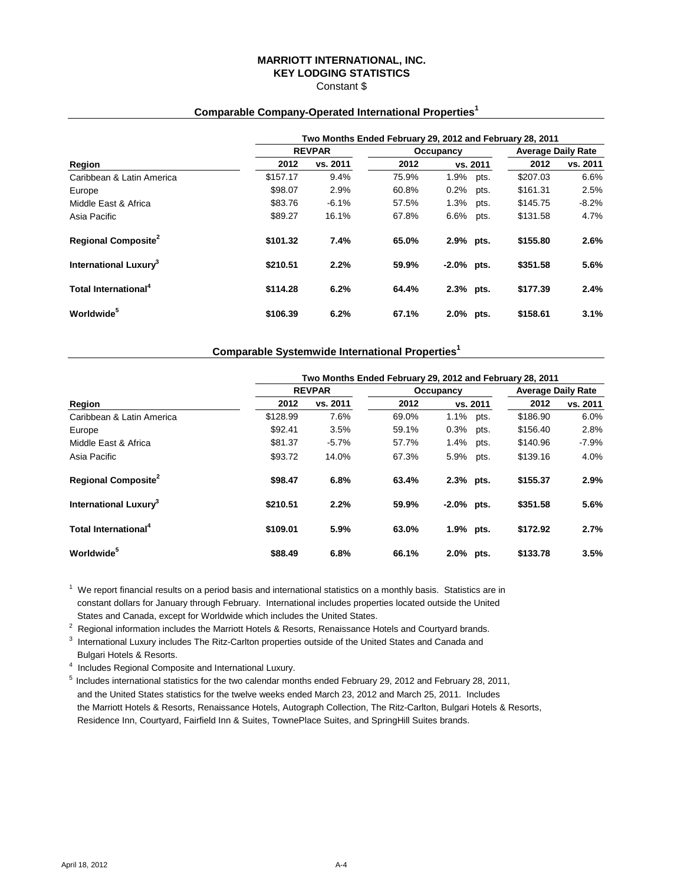# MARRIOTT INTERNATIONAL, INC.
## KEY LODGING STATISTICS
Constant $

### Comparable Company-Operated International Properties[1]

| | Two Months Ended February 29, 2012 and February 28, 2011 | | | | | |
|---|---|---|---|---|---|---|
| | REVPAR | | Occupancy | | Average Daily Rate | |
| Region | 2012 | vs. 2011 | 2012 | vs. 2011 | 2012 | vs. 2011 |
| Caribbean & Latin America | $157.17 | 9.4% | 75.9% | 1.9% pts. | $207.03 | 6.6% |
| Europe | $98.07 | 2.9% | 60.8% | 0.2% pts. | $161.31 | 2.5% |
| Middle East & Africa | $83.76 | -6.1% | 57.5% | 1.3% pts. | $145.75 | -8.2% |
| Asia Pacific | $89.27 | 16.1% | 67.8% | 6.6% pts. | $131.58 | 4.7% |
| **Regional Composite[2]** | **$101.32** | **7.4%** | **65.0%** | **2.9% pts.** | **$155.80** | **2.6%** |
| **International Luxury[3]** | **$210.51** | **2.2%** | **59.9%** | **-2.0% pts.** | **$351.58** | **5.6%** |
| **Total International[4]** | **$114.28** | **6.2%** | **64.4%** | **2.3% pts.** | **$177.39** | **2.4%** |
| **Worldwide[5]** | **$106.39** | **6.2%** | **67.1%** | **2.0% pts.** | **$158.61** | **3.1%** |

### Comparable Systemwide International Properties[1]

| | Two Months Ended February 29, 2012 and February 28, 2011 | | | | | |
|---|---|---|---|---|---|---|
| | REVPAR | | Occupancy | | Average Daily Rate | |
| Region | 2012 | vs. 2011 | 2012 | vs. 2011 | 2012 | vs. 2011 |
| Caribbean & Latin America | $128.99 | 7.6% | 69.0% | 1.1% pts. | $186.90 | 6.0% |
| Europe | $92.41 | 3.5% | 59.1% | 0.3% pts. | $156.40 | 2.8% |
| Middle East & Africa | $81.37 | -5.7% | 57.7% | 1.4% pts. | $140.96 | -7.9% |
| Asia Pacific | $93.72 | 14.0% | 67.3% | 5.9% pts. | $139.16 | 4.0% |
| **Regional Composite[2]** | **$98.47** | **6.8%** | **63.4%** | **2.3% pts.** | **$155.37** | **2.9%** |
| **International Luxury[3]** | **$210.51** | **2.2%** | **59.9%** | **-2.0% pts.** | **$351.58** | **5.6%** |
| **Total International[4]** | **$109.01** | **5.9%** | **63.0%** | **1.9% pts.** | **$172.92** | **2.7%** |
| **Worldwide[5]** | **$88.49** | **6.8%** | **66.1%** | **2.0% pts.** | **$133.78** | **3.5%** |

[1] We report financial results on a period basis and international statistics on a monthly basis. Statistics are in constant dollars for January through February. International includes properties located outside the United States and Canada, except for Worldwide which includes the United States.

[2] Regional information includes the Marriott Hotels & Resorts, Renaissance Hotels and Courtyard brands.

[3] International Luxury includes The Ritz-Carlton properties outside of the United States and Canada and Bulgari Hotels & Resorts.

[4] Includes Regional Composite and International Luxury.

[5] Includes international statistics for the two calendar months ended February 29, 2012 and February 28, 2011, and the United States statistics for the twelve weeks ended March 23, 2012 and March 25, 2011. Includes the Marriott Hotels & Resorts, Renaissance Hotels, Autograph Collection, The Ritz-Carlton, Bulgari Hotels & Resorts, Residence Inn, Courtyard, Fairfield Inn & Suites, TownePlace Suites, and SpringHill Suites brands.

April 18, 2012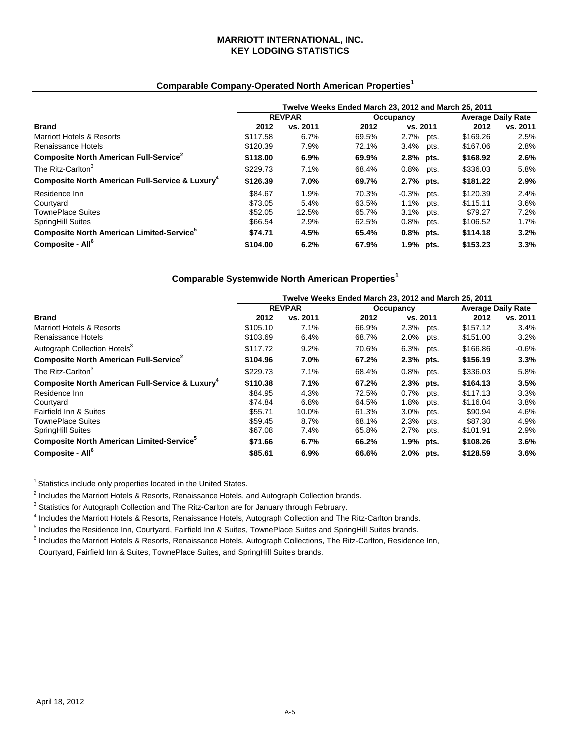# MARRIOTT INTERNATIONAL, INC.
## KEY LODGING STATISTICS

### Comparable Company-Operated North American Properties[1]

| | Twelve Weeks Ended March 23, 2012 and March 25, 2011 | | | | | |
|---|---|---|---|---|---|---|
| | REVPAR | | Occupancy | | Average Daily Rate | |
| **Brand** | **2012** | **vs. 2011** | **2012** | **vs. 2011** | **2012** | **vs. 2011** |
| Marriott Hotels & Resorts | $117.58 | 6.7% | 69.5% | 2.7% pts. | $169.26 | 2.5% |
| Renaissance Hotels | $120.39 | 7.9% | 72.1% | 3.4% pts. | $167.06 | 2.8% |
| **Composite North American Full-Service[2]** | **$118.00** | **6.9%** | **69.9%** | **2.8% pts.** | **$168.92** | **2.6%** |
| The Ritz-Carlton[3] | $229.73 | 7.1% | 68.4% | 0.8% pts. | $336.03 | 5.8% |
| **Composite North American Full-Service & Luxury[4]** | **$126.39** | **7.0%** | **69.7%** | **2.7% pts.** | **$181.22** | **2.9%** |
| Residence Inn | $84.67 | 1.9% | 70.3% | -0.3% pts. | $120.39 | 2.4% |
| Courtyard | $73.05 | 5.4% | 63.5% | 1.1% pts. | $115.11 | 3.6% |
| TownePlace Suites | $52.05 | 12.5% | 65.7% | 3.1% pts. | $79.27 | 7.2% |
| SpringHill Suites | $66.54 | 2.9% | 62.5% | 0.8% pts. | $106.52 | 1.7% |
| **Composite North American Limited-Service[5]** | **$74.71** | **4.5%** | **65.4%** | **0.8% pts.** | **$114.18** | **3.2%** |
| **Composite - All[6]** | **$104.00** | **6.2%** | **67.9%** | **1.9% pts.** | **$153.23** | **3.3%** |

### Comparable Systemwide North American Properties[1]

| | Twelve Weeks Ended March 23, 2012 and March 25, 2011 | | | | | |
|---|---|---|---|---|---|---|
| | REVPAR | | Occupancy | | Average Daily Rate | |
| **Brand** | **2012** | **vs. 2011** | **2012** | **vs. 2011** | **2012** | **vs. 2011** |
| Marriott Hotels & Resorts | $105.10 | 7.1% | 66.9% | 2.3% pts. | $157.12 | 3.4% |
| Renaissance Hotels | $103.69 | 6.4% | 68.7% | 2.0% pts. | $151.00 | 3.2% |
| Autograph Collection Hotels[3] | $117.72 | 9.2% | 70.6% | 6.3% pts. | $166.86 | -0.6% |
| **Composite North American Full-Service[2]** | **$104.96** | **7.0%** | **67.2%** | **2.3% pts.** | **$156.19** | **3.3%** |
| The Ritz-Carlton[3] | $229.73 | 7.1% | 68.4% | 0.8% pts. | $336.03 | 5.8% |
| **Composite North American Full-Service & Luxury[4]** | **$110.38** | **7.1%** | **67.2%** | **2.3% pts.** | **$164.13** | **3.5%** |
| Residence Inn | $84.95 | 4.3% | 72.5% | 0.7% pts. | $117.13 | 3.3% |
| Courtyard | $74.84 | 6.8% | 64.5% | 1.8% pts. | $116.04 | 3.8% |
| Fairfield Inn & Suites | $55.71 | 10.0% | 61.3% | 3.0% pts. | $90.94 | 4.6% |
| TownePlace Suites | $59.45 | 8.7% | 68.1% | 2.3% pts. | $87.30 | 4.9% |
| SpringHill Suites | $67.08 | 7.4% | 65.8% | 2.7% pts. | $101.91 | 2.9% |
| **Composite North American Limited-Service[5]** | **$71.66** | **6.7%** | **66.2%** | **1.9% pts.** | **$108.26** | **3.6%** |
| **Composite - All[6]** | **$85.61** | **6.9%** | **66.6%** | **2.0% pts.** | **$128.59** | **3.6%** |

[1] Statistics include only properties located in the United States.

[2] Includes the Marriott Hotels & Resorts, Renaissance Hotels, and Autograph Collection brands.

[3] Statistics for Autograph Collection and The Ritz-Carlton are for January through February.

[4] Includes the Marriott Hotels & Resorts, Renaissance Hotels, Autograph Collection and The Ritz-Carlton brands.

[5] Includes the Residence Inn, Courtyard, Fairfield Inn & Suites, TownePlace Suites and SpringHill Suites brands.

[6] Includes the Marriott Hotels & Resorts, Renaissance Hotels, Autograph Collections, The Ritz-Carlton, Residence Inn, Courtyard, Fairfield Inn & Suites, TownePlace Suites, and SpringHill Suites brands.

April 18, 2012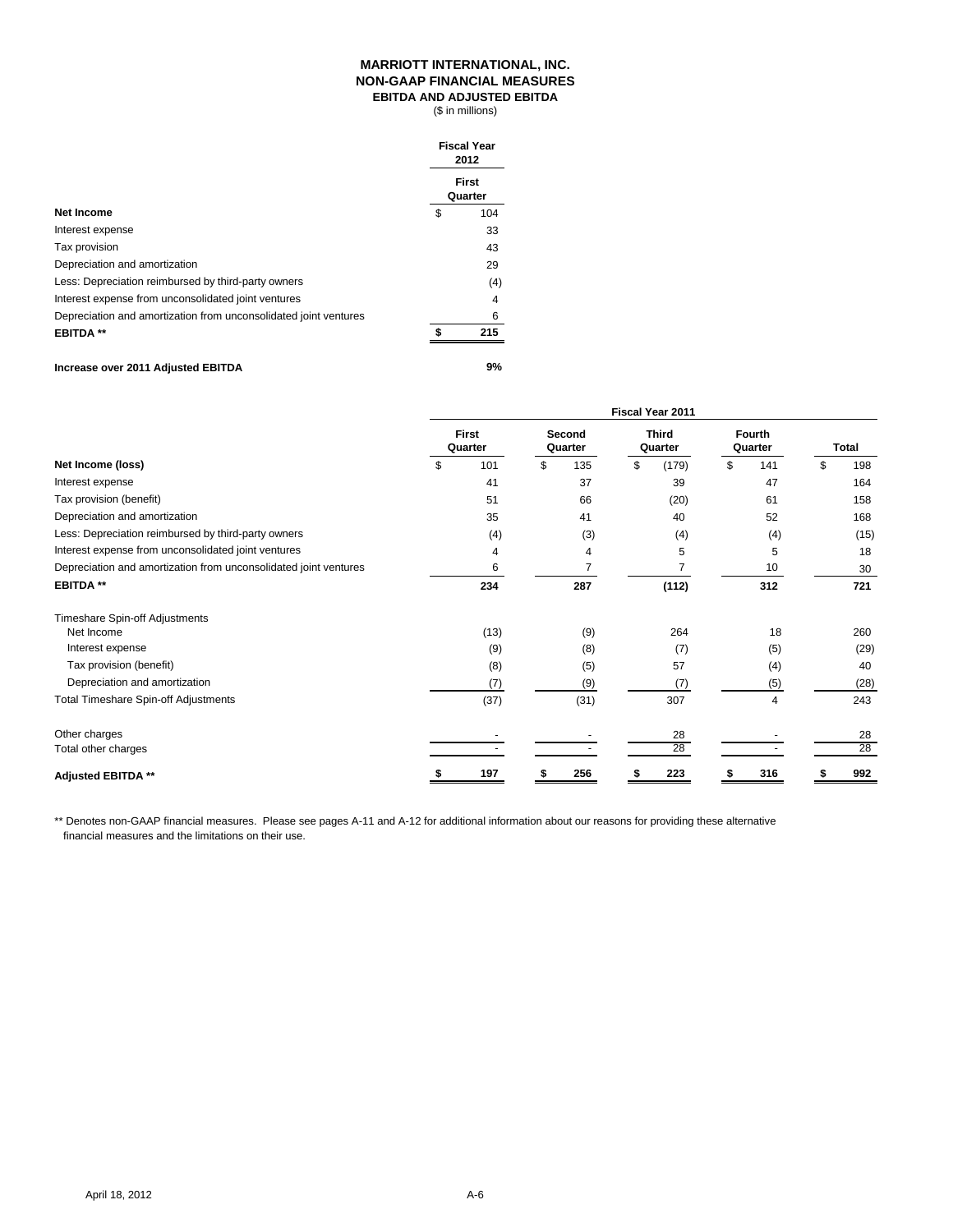# MARRIOTT INTERNATIONAL, INC.
## NON-GAAP FINANCIAL MEASURES
### EBITDA AND ADJUSTED EBITDA
($ in millions)

| | Fiscal Year 2012 |
|---|---|
| | First Quarter |
| **Net Income** | $ 104 |
| Interest expense | 33 |
| Tax provision | 43 |
| Depreciation and amortization | 29 |
| Less: Depreciation reimbursed by third-party owners | (4) |
| Interest expense from unconsolidated joint ventures | 4 |
| Depreciation and amortization from unconsolidated joint ventures | 6 |
| **EBITDA \*\*** | **$ 215** |
| | |
| **Increase over 2011 Adjusted EBITDA** | **9%** |

| | Fiscal Year 2011 | | | | |
|---|---|---|---|---|---|
| | First Quarter | Second Quarter | Third Quarter | Fourth Quarter | Total |
| **Net Income (loss)** | $ 101 | $ 135 | $ (179) | $ 141 | $ 198 |
| Interest expense | 41 | 37 | 39 | 47 | 164 |
| Tax provision (benefit) | 51 | 66 | (20) | 61 | 158 |
| Depreciation and amortization | 35 | 41 | 40 | 52 | 168 |
| Less: Depreciation reimbursed by third-party owners | (4) | (3) | (4) | (4) | (15) |
| Interest expense from unconsolidated joint ventures | 4 | 4 | 5 | 5 | 18 |
| Depreciation and amortization from unconsolidated joint ventures | 6 | 7 | 7 | 10 | 30 |
| **EBITDA \*\*** | **234** | **287** | **(112)** | **312** | **721** |
| | | | | | |
| Timeshare Spin-off Adjustments | | | | | |
| Net Income | (13) | (9) | 264 | 18 | 260 |
| Interest expense | (9) | (8) | (7) | (5) | (29) |
| Tax provision (benefit) | (8) | (5) | 57 | (4) | 40 |
| Depreciation and amortization | (7) | (9) | (7) | (5) | (28) |
| Total Timeshare Spin-off Adjustments | (37) | (31) | 307 | 4 | 243 |
| | | | | | |
| Other charges | - | - | 28 | - | 28 |
| Total other charges | - | - | 28 | - | 28 |
| | | | | | |
| **Adjusted EBITDA \*\*** | **$ 197** | **$ 256** | **$ 223** | **$ 316** | **$ 992** |

\*\* Denotes non-GAAP financial measures. Please see pages A-11 and A-12 for additional information about our reasons for providing these alternative financial measures and the limitations on their use.

April 18, 2012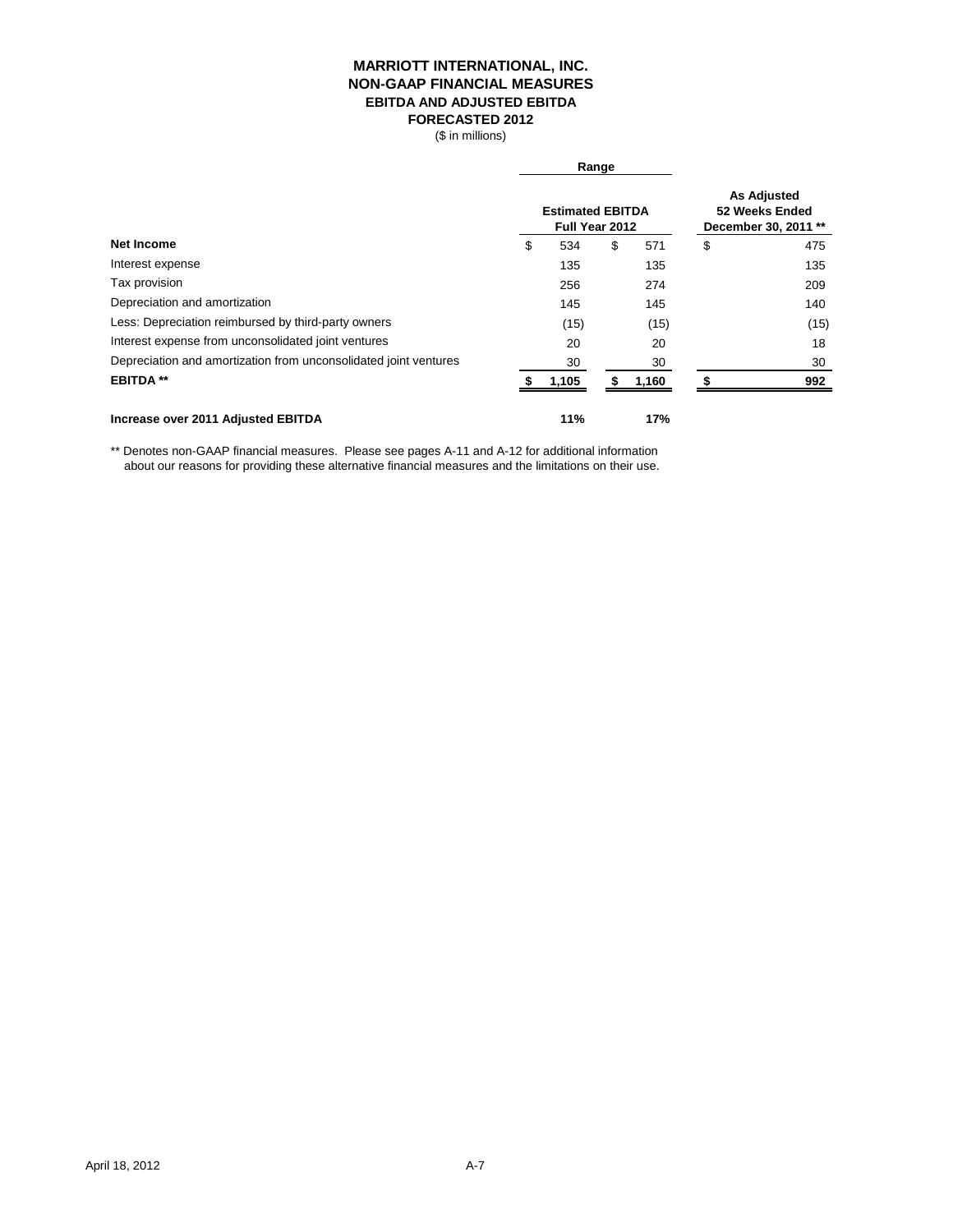# MARRIOTT INTERNATIONAL, INC.
## NON-GAAP FINANCIAL MEASURES
### EBITDA AND ADJUSTED EBITDA
### FORECASTED 2012

($ in millions)

| | Range | | |
|---|---|---|---|
| | Estimated EBITDA Full Year 2012 | | As Adjusted 52 Weeks Ended December 30, 2011 ** |
| **Net Income** | $ 534 | $ 571 | $ 475 |
| Interest expense | 135 | 135 | 135 |
| Tax provision | 256 | 274 | 209 |
| Depreciation and amortization | 145 | 145 | 140 |
| Less: Depreciation reimbursed by third-party owners | (15) | (15) | (15) |
| Interest expense from unconsolidated joint ventures | 20 | 20 | 18 |
| Depreciation and amortization from unconsolidated joint ventures | 30 | 30 | 30 |
| **EBITDA \*\*** | **$ 1,105** | **$ 1,160** | **$ 992** |
| | | | |
| **Increase over 2011 Adjusted EBITDA** | **11%** | **17%** | |

** Denotes non-GAAP financial measures. Please see pages A-11 and A-12 for additional information about our reasons for providing these alternative financial measures and the limitations on their use.

April 18, 2012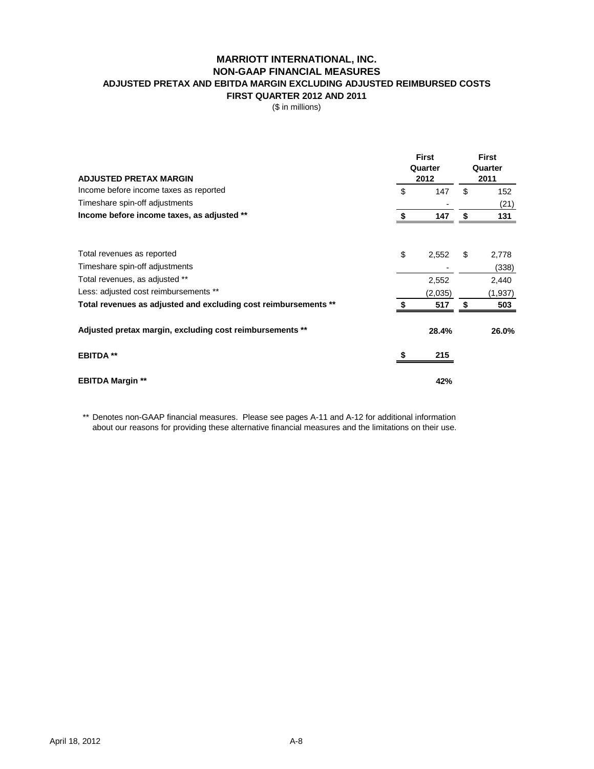# MARRIOTT INTERNATIONAL, INC.
## NON-GAAP FINANCIAL MEASURES
### ADJUSTED PRETAX AND EBITDA MARGIN EXCLUDING ADJUSTED REIMBURSED COSTS
### FIRST QUARTER 2012 AND 2011

($ in millions)

| ADJUSTED PRETAX MARGIN | First Quarter 2012 | First Quarter 2011 |
|---|---|---|
| Income before income taxes as reported | $ 147 | $ 152 |
| Timeshare spin-off adjustments | - | (21) |
| **Income before income taxes, as adjusted \*\*** | **$ 147** | **$ 131** |
| | | |
| Total revenues as reported | $ 2,552 | $ 2,778 |
| Timeshare spin-off adjustments | - | (338) |
| Total revenues, as adjusted ** | 2,552 | 2,440 |
| Less: adjusted cost reimbursements ** | (2,035) | (1,937) |
| **Total revenues as adjusted and excluding cost reimbursements \*\*** | **$ 517** | **$ 503** |
| | | |
| **Adjusted pretax margin, excluding cost reimbursements \*\*** | **28.4%** | **26.0%** |
| | | |
| **EBITDA \*\*** | **$ 215** | |
| | | |
| **EBITDA Margin \*\*** | **42%** | |

** Denotes non-GAAP financial measures. Please see pages A-11 and A-12 for additional information about our reasons for providing these alternative financial measures and the limitations on their use.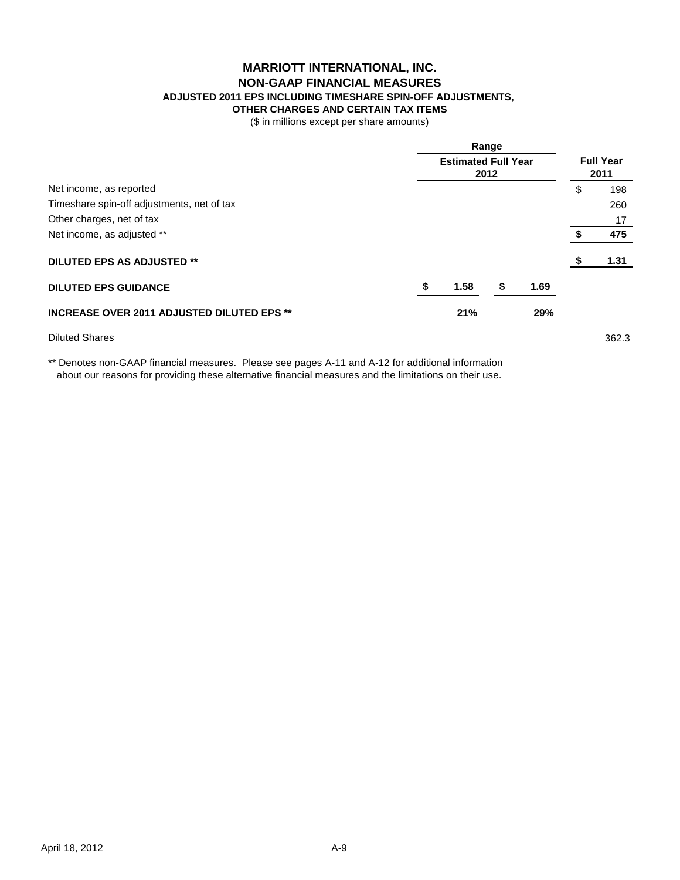# MARRIOTT INTERNATIONAL, INC.
## NON-GAAP FINANCIAL MEASURES
### ADJUSTED 2011 EPS INCLUDING TIMESHARE SPIN-OFF ADJUSTMENTS, OTHER CHARGES AND CERTAIN TAX ITEMS

($ in millions except per share amounts)

| | Range | | |
|---|---|---|---|
| | Estimated Full Year 2012 | | Full Year 2011 |
| Net income, as reported | | | $ 198 |
| Timeshare spin-off adjustments, net of tax | | | 260 |
| Other charges, net of tax | | | 17 |
| Net income, as adjusted ** | | | $ 475 |
| **DILUTED EPS AS ADJUSTED **** | | | $ 1.31 |
| **DILUTED EPS GUIDANCE** | $ 1.58 | $ 1.69 | |
| **INCREASE OVER 2011 ADJUSTED DILUTED EPS **** | 21% | 29% | |
| Diluted Shares | | | 362.3 |

** Denotes non-GAAP financial measures. Please see pages A-11 and A-12 for additional information about our reasons for providing these alternative financial measures and the limitations on their use.

April 18, 2012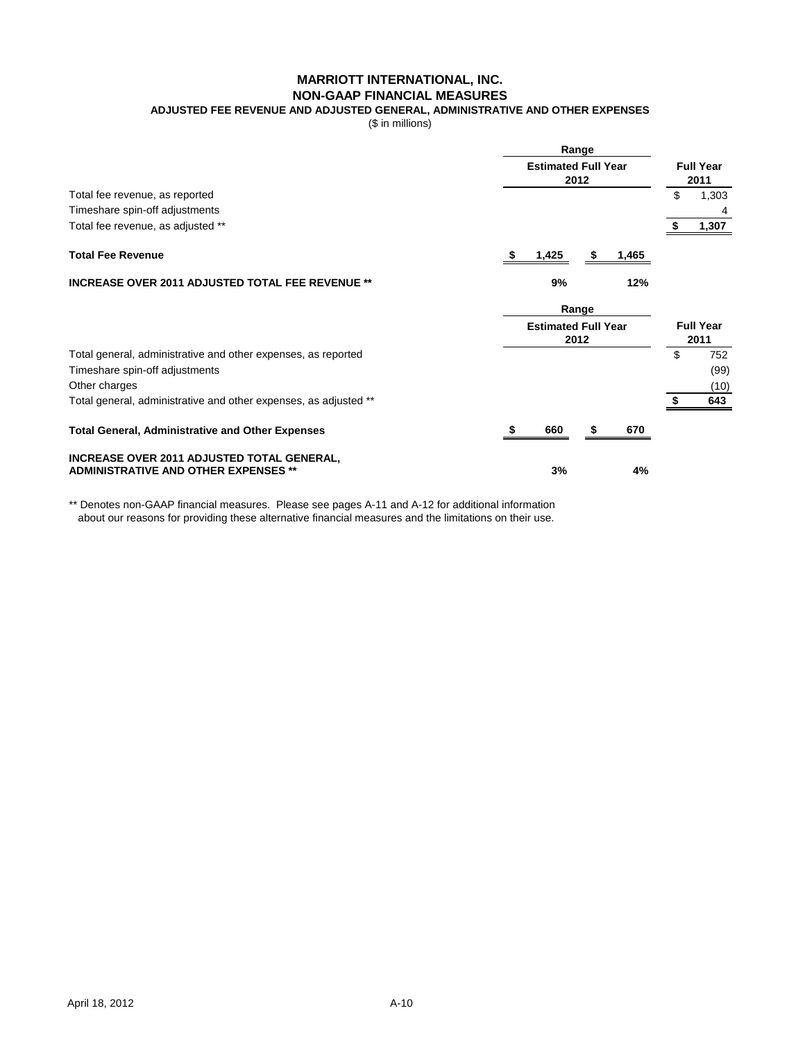# MARRIOTT INTERNATIONAL, INC.
## NON-GAAP FINANCIAL MEASURES
### ADJUSTED FEE REVENUE AND ADJUSTED GENERAL, ADMINISTRATIVE AND OTHER EXPENSES

($ in millions)

| | Range Estimated Full Year 2012 | | Full Year 2011 |
|---|---|---|---|
| Total fee revenue, as reported | | | $ 1,303 |
| Timeshare spin-off adjustments | | | 4 |
| Total fee revenue, as adjusted ** | | | $ 1,307 |
| **Total Fee Revenue** | $ 1,425 | $ 1,465 | |
| **INCREASE OVER 2011 ADJUSTED TOTAL FEE REVENUE \*\*** | 9% | 12% | |

| | Range Estimated Full Year 2012 | | Full Year 2011 |
|---|---|---|---|
| Total general, administrative and other expenses, as reported | | | $ 752 |
| Timeshare spin-off adjustments | | | (99) |
| Other charges | | | (10) |
| Total general, administrative and other expenses, as adjusted ** | | | $ 643 |
| **Total General, Administrative and Other Expenses** | $ 660 | $ 670 | |
| **INCREASE OVER 2011 ADJUSTED TOTAL GENERAL, ADMINISTRATIVE AND OTHER EXPENSES \*\*** | 3% | 4% | |

** Denotes non-GAAP financial measures. Please see pages A-11 and A-12 for additional information about our reasons for providing these alternative financial measures and the limitations on their use.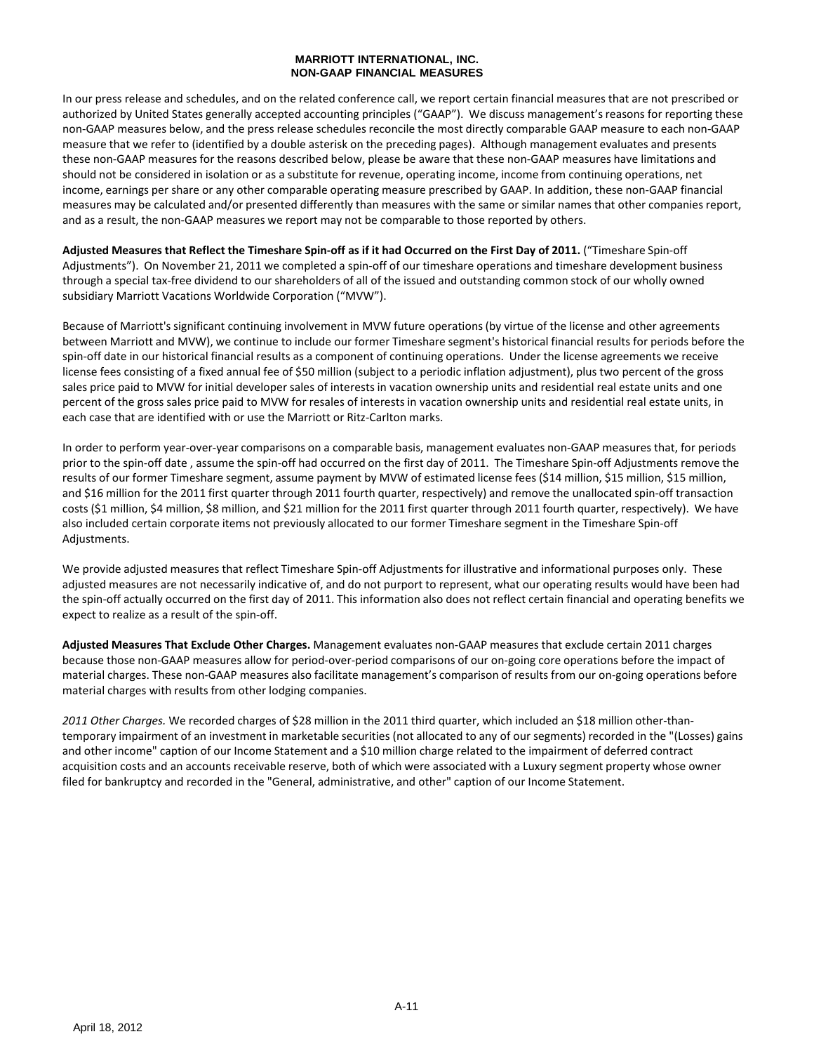**MARRIOTT INTERNATIONAL, INC.**
**NON-GAAP FINANCIAL MEASURES**

In our press release and schedules, and on the related conference call, we report certain financial measures that are not prescribed or authorized by United States generally accepted accounting principles ("GAAP"). We discuss management's reasons for reporting these non-GAAP measures below, and the press release schedules reconcile the most directly comparable GAAP measure to each non-GAAP measure that we refer to (identified by a double asterisk on the preceding pages). Although management evaluates and presents these non-GAAP measures for the reasons described below, please be aware that these non-GAAP measures have limitations and should not be considered in isolation or as a substitute for revenue, operating income, income from continuing operations, net income, earnings per share or any other comparable operating measure prescribed by GAAP. In addition, these non-GAAP financial measures may be calculated and/or presented differently than measures with the same or similar names that other companies report, and as a result, the non-GAAP measures we report may not be comparable to those reported by others.

**Adjusted Measures that Reflect the Timeshare Spin-off as if it had Occurred on the First Day of 2011.** ("Timeshare Spin-off Adjustments"). On November 21, 2011 we completed a spin-off of our timeshare operations and timeshare development business through a special tax-free dividend to our shareholders of all of the issued and outstanding common stock of our wholly owned subsidiary Marriott Vacations Worldwide Corporation ("MVW").

Because of Marriott's significant continuing involvement in MVW future operations (by virtue of the license and other agreements between Marriott and MVW), we continue to include our former Timeshare segment's historical financial results for periods before the spin-off date in our historical financial results as a component of continuing operations. Under the license agreements we receive license fees consisting of a fixed annual fee of $50 million (subject to a periodic inflation adjustment), plus two percent of the gross sales price paid to MVW for initial developer sales of interests in vacation ownership units and residential real estate units and one percent of the gross sales price paid to MVW for resales of interests in vacation ownership units and residential real estate units, in each case that are identified with or use the Marriott or Ritz-Carlton marks.

In order to perform year-over-year comparisons on a comparable basis, management evaluates non-GAAP measures that, for periods prior to the spin-off date , assume the spin-off had occurred on the first day of 2011. The Timeshare Spin-off Adjustments remove the results of our former Timeshare segment, assume payment by MVW of estimated license fees ($14 million, $15 million, $15 million, and $16 million for the 2011 first quarter through 2011 fourth quarter, respectively) and remove the unallocated spin-off transaction costs ($1 million, $4 million, $8 million, and $21 million for the 2011 first quarter through 2011 fourth quarter, respectively). We have also included certain corporate items not previously allocated to our former Timeshare segment in the Timeshare Spin-off Adjustments.

We provide adjusted measures that reflect Timeshare Spin-off Adjustments for illustrative and informational purposes only. These adjusted measures are not necessarily indicative of, and do not purport to represent, what our operating results would have been had the spin-off actually occurred on the first day of 2011. This information also does not reflect certain financial and operating benefits we expect to realize as a result of the spin-off.

**Adjusted Measures That Exclude Other Charges.** Management evaluates non-GAAP measures that exclude certain 2011 charges because those non-GAAP measures allow for period-over-period comparisons of our on-going core operations before the impact of material charges. These non-GAAP measures also facilitate management's comparison of results from our on-going operations before material charges with results from other lodging companies.

*2011 Other Charges.* We recorded charges of $28 million in the 2011 third quarter, which included an $18 million other-than-temporary impairment of an investment in marketable securities (not allocated to any of our segments) recorded in the "(Losses) gains and other income" caption of our Income Statement and a $10 million charge related to the impairment of deferred contract acquisition costs and an accounts receivable reserve, both of which were associated with a Luxury segment property whose owner filed for bankruptcy and recorded in the "General, administrative, and other" caption of our Income Statement.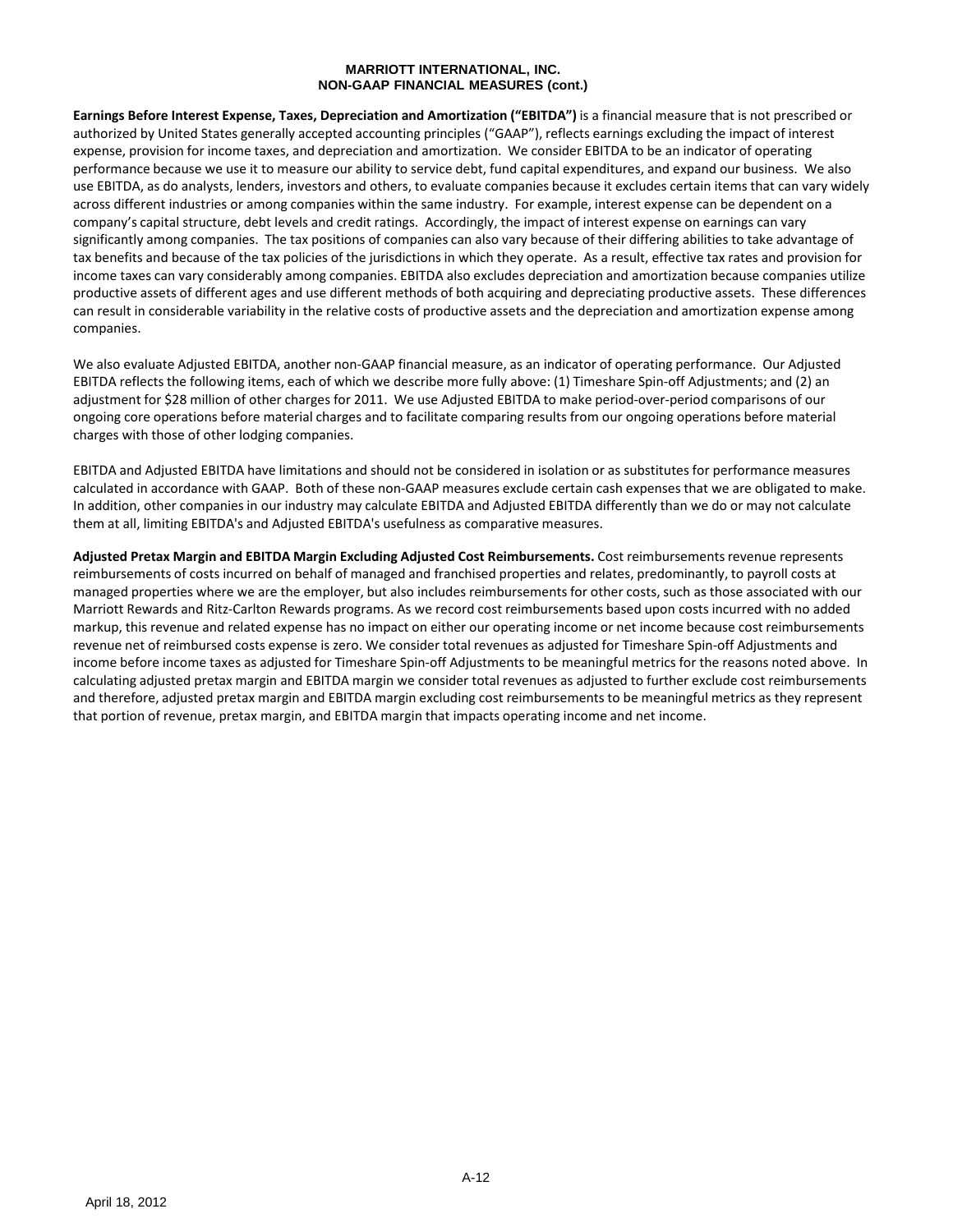**MARRIOTT INTERNATIONAL, INC.**
**NON-GAAP FINANCIAL MEASURES (cont.)**

**Earnings Before Interest Expense, Taxes, Depreciation and Amortization ("EBITDA")** is a financial measure that is not prescribed or authorized by United States generally accepted accounting principles ("GAAP"), reflects earnings excluding the impact of interest expense, provision for income taxes, and depreciation and amortization. We consider EBITDA to be an indicator of operating performance because we use it to measure our ability to service debt, fund capital expenditures, and expand our business. We also use EBITDA, as do analysts, lenders, investors and others, to evaluate companies because it excludes certain items that can vary widely across different industries or among companies within the same industry. For example, interest expense can be dependent on a company's capital structure, debt levels and credit ratings. Accordingly, the impact of interest expense on earnings can vary significantly among companies. The tax positions of companies can also vary because of their differing abilities to take advantage of tax benefits and because of the tax policies of the jurisdictions in which they operate. As a result, effective tax rates and provision for income taxes can vary considerably among companies. EBITDA also excludes depreciation and amortization because companies utilize productive assets of different ages and use different methods of both acquiring and depreciating productive assets. These differences can result in considerable variability in the relative costs of productive assets and the depreciation and amortization expense among companies.

We also evaluate Adjusted EBITDA, another non-GAAP financial measure, as an indicator of operating performance. Our Adjusted EBITDA reflects the following items, each of which we describe more fully above: (1) Timeshare Spin-off Adjustments; and (2) an adjustment for $28 million of other charges for 2011. We use Adjusted EBITDA to make period-over-period comparisons of our ongoing core operations before material charges and to facilitate comparing results from our ongoing operations before material charges with those of other lodging companies.

EBITDA and Adjusted EBITDA have limitations and should not be considered in isolation or as substitutes for performance measures calculated in accordance with GAAP. Both of these non-GAAP measures exclude certain cash expenses that we are obligated to make. In addition, other companies in our industry may calculate EBITDA and Adjusted EBITDA differently than we do or may not calculate them at all, limiting EBITDA's and Adjusted EBITDA's usefulness as comparative measures.

**Adjusted Pretax Margin and EBITDA Margin Excluding Adjusted Cost Reimbursements.** Cost reimbursements revenue represents reimbursements of costs incurred on behalf of managed and franchised properties and relates, predominantly, to payroll costs at managed properties where we are the employer, but also includes reimbursements for other costs, such as those associated with our Marriott Rewards and Ritz-Carlton Rewards programs. As we record cost reimbursements based upon costs incurred with no added markup, this revenue and related expense has no impact on either our operating income or net income because cost reimbursements revenue net of reimbursed costs expense is zero. We consider total revenues as adjusted for Timeshare Spin-off Adjustments and income before income taxes as adjusted for Timeshare Spin-off Adjustments to be meaningful metrics for the reasons noted above. In calculating adjusted pretax margin and EBITDA margin we consider total revenues as adjusted to further exclude cost reimbursements and therefore, adjusted pretax margin and EBITDA margin excluding cost reimbursements to be meaningful metrics as they represent that portion of revenue, pretax margin, and EBITDA margin that impacts operating income and net income.